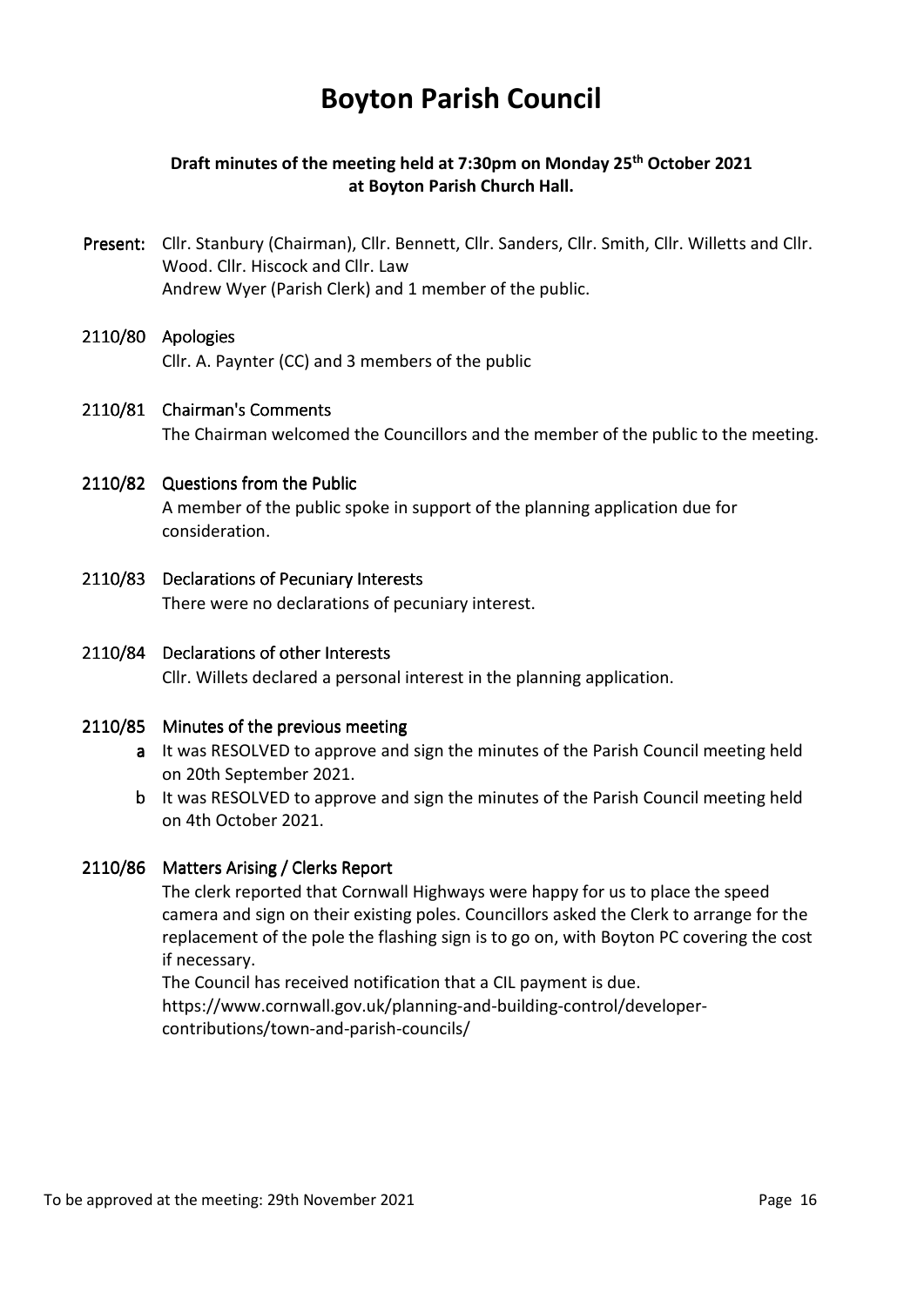# Boyton Parish Council

**Draft minutes of the meeting held at 7:30pm on Monday 25th October 2021 at Boyton Parish Church Hall.**

**Present:** Cllr. Stanbury (Chairman), Cllr. Bennett, Cllr. Sanders, Cllr. Smith, Cllr. Willetts and Cllr. Wood. Cllr. Hiscock and Cllr. Law
Andrew Wyer (Parish Clerk) and 1 member of the public.

**2110/80 Apologies**

Cllr. A. Paynter (CC) and 3 members of the public

**2110/81 Chairman's Comments**

The Chairman welcomed the Councillors and the member of the public to the meeting.

**2110/82 Questions from the Public**

A member of the public spoke in support of the planning application due for consideration.

**2110/83 Declarations of Pecuniary Interests**

There were no declarations of pecuniary interest.

**2110/84 Declarations of other Interests**

Cllr. Willets declared a personal interest in the planning application.

**2110/85 Minutes of the previous meeting**

- **a** It was RESOLVED to approve and sign the minutes of the Parish Council meeting held on 20th September 2021.
- **b** It was RESOLVED to approve and sign the minutes of the Parish Council meeting held on 4th October 2021.

**2110/86 Matters Arising / Clerks Report**

The clerk reported that Cornwall Highways were happy for us to place the speed camera and sign on their existing poles. Councillors asked the Clerk to arrange for the replacement of the pole the flashing sign is to go on, with Boyton PC covering the cost if necessary.

The Council has received notification that a CIL payment is due.
https://www.cornwall.gov.uk/planning-and-building-control/developer-contributions/town-and-parish-councils/

To be approved at the meeting: 29th November 2021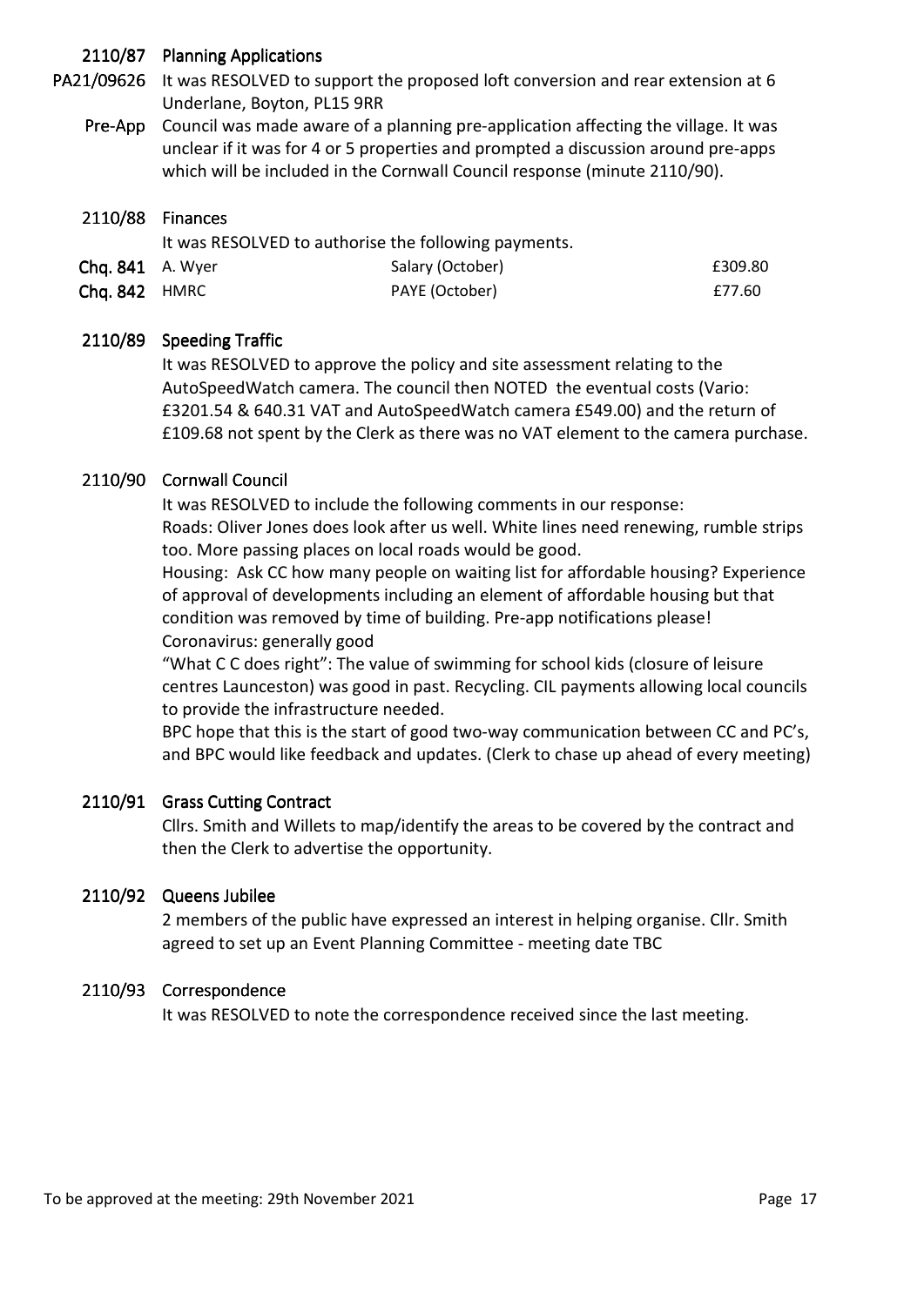## 2110/87 Planning Applications

**PA21/09626** It was RESOLVED to support the proposed loft conversion and rear extension at 6 Underlane, Boyton, PL15 9RR

**Pre-App** Council was made aware of a planning pre-application affecting the village. It was unclear if it was for 4 or 5 properties and prompted a discussion around pre-apps which will be included in the Cornwall Council response (minute 2110/90).

## 2110/88 Finances

It was RESOLVED to authorise the following payments.

| | | | |
|---|---|---|---|
| **Chq. 841** | A. Wyer | Salary (October) | £309.80 |
| **Chq. 842** | HMRC | PAYE (October) | £77.60 |

## 2110/89 Speeding Traffic

It was RESOLVED to approve the policy and site assessment relating to the AutoSpeedWatch camera. The council then NOTED the eventual costs (Vario: £3201.54 & 640.31 VAT and AutoSpeedWatch camera £549.00) and the return of £109.68 not spent by the Clerk as there was no VAT element to the camera purchase.

## 2110/90 Cornwall Council

It was RESOLVED to include the following comments in our response:

Roads: Oliver Jones does look after us well. White lines need renewing, rumble strips too. More passing places on local roads would be good.

Housing: Ask CC how many people on waiting list for affordable housing? Experience of approval of developments including an element of affordable housing but that condition was removed by time of building. Pre-app notifications please!

Coronavirus: generally good

"What C C does right": The value of swimming for school kids (closure of leisure centres Launceston) was good in past. Recycling. CIL payments allowing local councils to provide the infrastructure needed.

BPC hope that this is the start of good two-way communication between CC and PC's, and BPC would like feedback and updates. (Clerk to chase up ahead of every meeting)

## 2110/91 Grass Cutting Contract

Cllrs. Smith and Willets to map/identify the areas to be covered by the contract and then the Clerk to advertise the opportunity.

## 2110/92 Queens Jubilee

2 members of the public have expressed an interest in helping organise. Cllr. Smith agreed to set up an Event Planning Committee - meeting date TBC

## 2110/93 Correspondence

It was RESOLVED to note the correspondence received since the last meeting.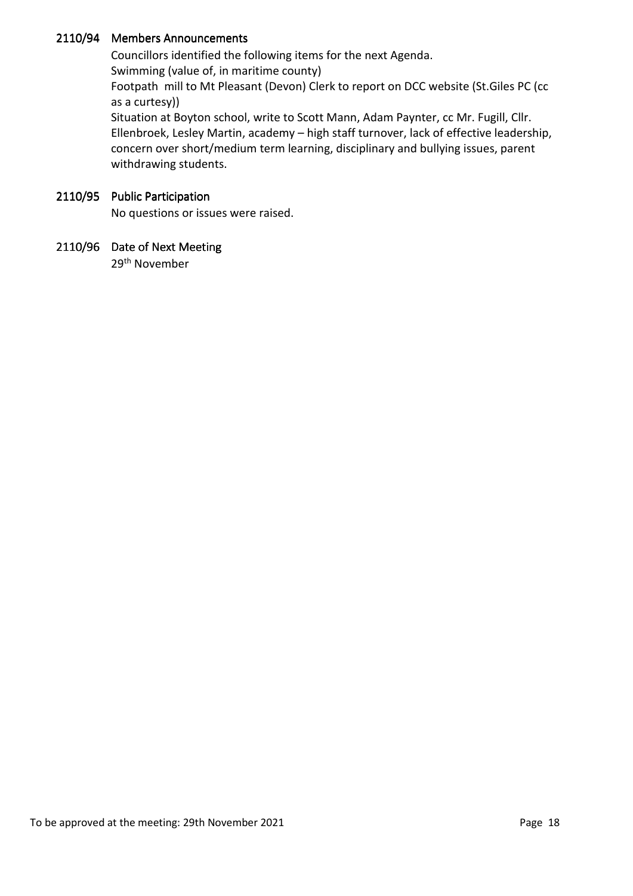## 2110/94 Members Announcements

Councillors identified the following items for the next Agenda.

Swimming (value of, in maritime county)

Footpath mill to Mt Pleasant (Devon) Clerk to report on DCC website (St.Giles PC (cc as a curtesy))

Situation at Boyton school, write to Scott Mann, Adam Paynter, cc Mr. Fugill, Cllr. Ellenbroek, Lesley Martin, academy – high staff turnover, lack of effective leadership, concern over short/medium term learning, disciplinary and bullying issues, parent withdrawing students.

## 2110/95 Public Participation

No questions or issues were raised.

## 2110/96 Date of Next Meeting

29th November

To be approved at the meeting: 29th November 2021